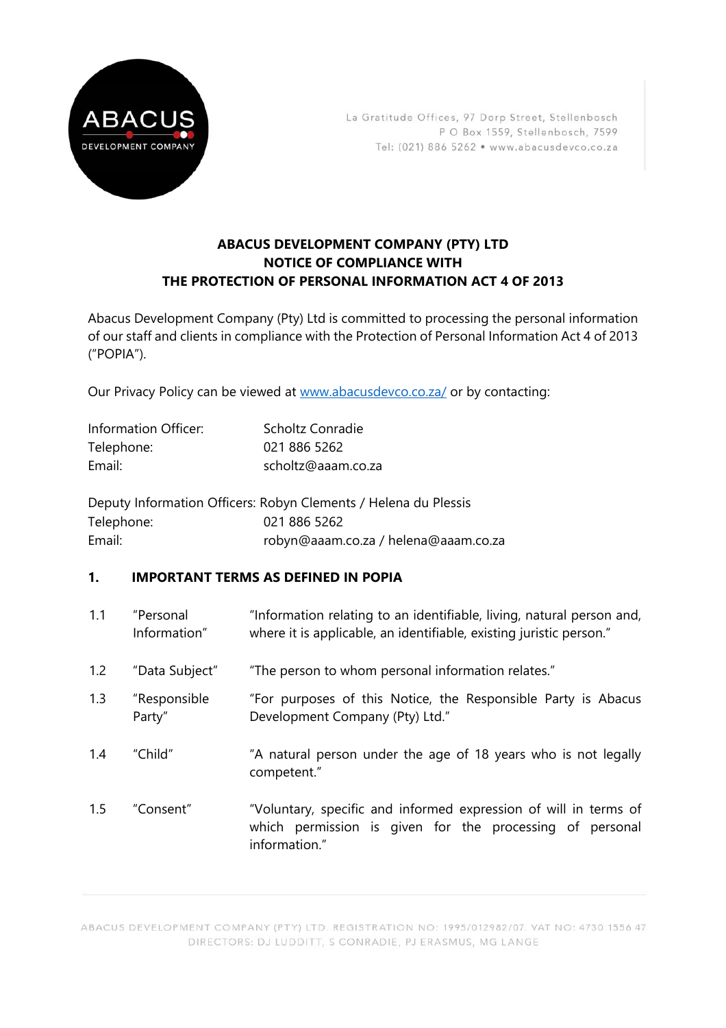La Gratitude Offices, 97 Dorp Street, Stellenbosch
P O Box 1559, Stellenbosch, 7599
Tel: (021) 886 5262 • www.abacusdevco.co.za

# ABACUS DEVELOPMENT COMPANY (PTY) LTD
# NOTICE OF COMPLIANCE WITH
# THE PROTECTION OF PERSONAL INFORMATION ACT 4 OF 2013

Abacus Development Company (Pty) Ltd is committed to processing the personal information of our staff and clients in compliance with the Protection of Personal Information Act 4 of 2013 ("POPIA").

Our Privacy Policy can be viewed at [www.abacusdevco.co.za/](http://www.abacusdevco.co.za/) or by contacting:

Information Officer: Scholtz Conradie
Telephone: 021 886 5262
Email: scholtz@aaam.co.za

Deputy Information Officers: Robyn Clements / Helena du Plessis
Telephone: 021 886 5262
Email: robyn@aaam.co.za / helena@aaam.co.za

## 1. IMPORTANT TERMS AS DEFINED IN POPIA

1.1 "Personal Information" — "Information relating to an identifiable, living, natural person and, where it is applicable, an identifiable, existing juristic person."

1.2 "Data Subject" — "The person to whom personal information relates."

1.3 "Responsible Party" — "For purposes of this Notice, the Responsible Party is Abacus Development Company (Pty) Ltd."

1.4 "Child" — "A natural person under the age of 18 years who is not legally competent."

1.5 "Consent" — "Voluntary, specific and informed expression of will in terms of which permission is given for the processing of personal information."

ABACUS DEVELOPMENT COMPANY (PTY) LTD. REGISTRATION NO: 1995/012982/07. VAT NO: 4730 1556 47
DIRECTORS: DJ LUDDITT, S CONRADIE, PJ ERASMUS, MG LANGE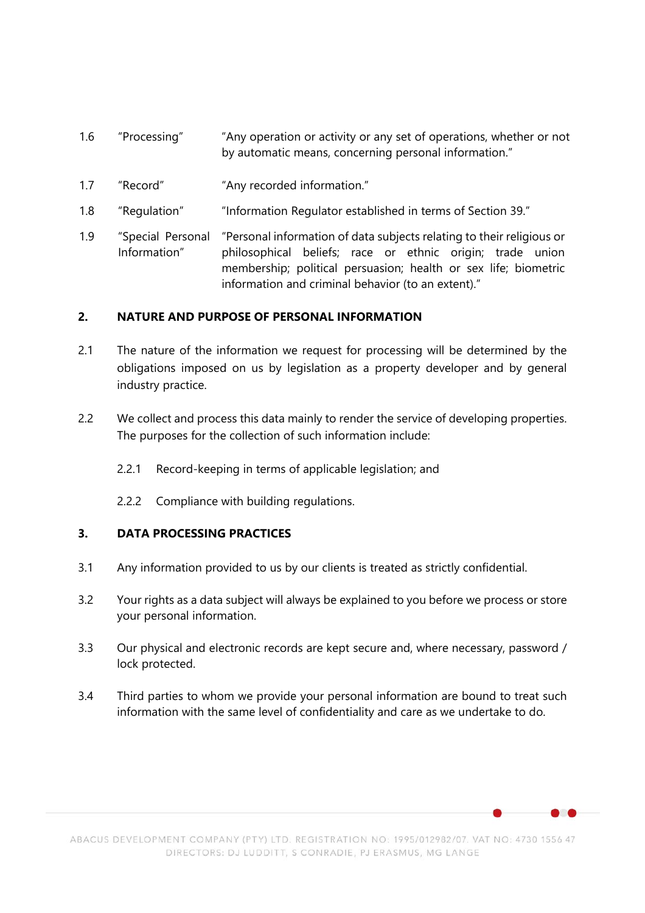| | | |
|---|---|---|
| 1.6 | "Processing" | "Any operation or activity or any set of operations, whether or not by automatic means, concerning personal information." |
| 1.7 | "Record" | "Any recorded information." |
| 1.8 | "Regulation" | "Information Regulator established in terms of Section 39." |
| 1.9 | "Special Personal Information" | "Personal information of data subjects relating to their religious or philosophical beliefs; race or ethnic origin; trade union membership; political persuasion; health or sex life; biometric information and criminal behavior (to an extent)." |

## 2. NATURE AND PURPOSE OF PERSONAL INFORMATION

2.1 The nature of the information we request for processing will be determined by the obligations imposed on us by legislation as a property developer and by general industry practice.

2.2 We collect and process this data mainly to render the service of developing properties. The purposes for the collection of such information include:

- 2.2.1 Record-keeping in terms of applicable legislation; and
- 2.2.2 Compliance with building regulations.

## 3. DATA PROCESSING PRACTICES

3.1 Any information provided to us by our clients is treated as strictly confidential.

3.2 Your rights as a data subject will always be explained to you before we process or store your personal information.

3.3 Our physical and electronic records are kept secure and, where necessary, password / lock protected.

3.4 Third parties to whom we provide your personal information are bound to treat such information with the same level of confidentiality and care as we undertake to do.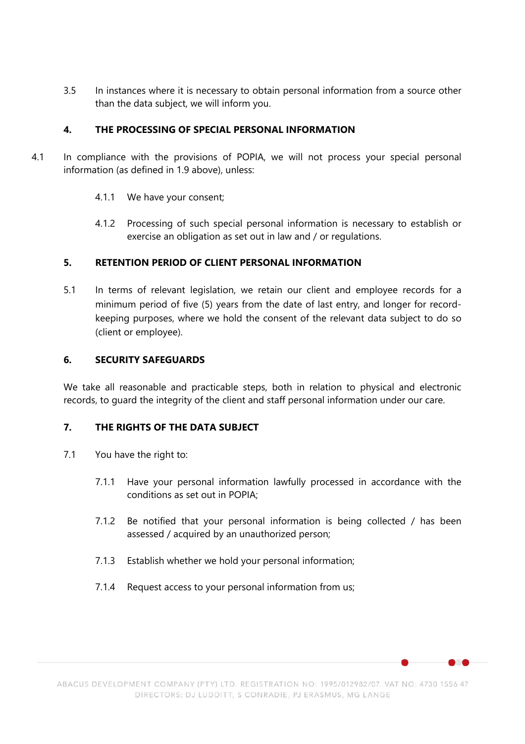3.5 In instances where it is necessary to obtain personal information from a source other than the data subject, we will inform you.

## 4. THE PROCESSING OF SPECIAL PERSONAL INFORMATION

4.1 In compliance with the provisions of POPIA, we will not process your special personal information (as defined in 1.9 above), unless:

4.1.1 We have your consent;

4.1.2 Processing of such special personal information is necessary to establish or exercise an obligation as set out in law and / or regulations.

## 5. RETENTION PERIOD OF CLIENT PERSONAL INFORMATION

5.1 In terms of relevant legislation, we retain our client and employee records for a minimum period of five (5) years from the date of last entry, and longer for record-keeping purposes, where we hold the consent of the relevant data subject to do so (client or employee).

## 6. SECURITY SAFEGUARDS

We take all reasonable and practicable steps, both in relation to physical and electronic records, to guard the integrity of the client and staff personal information under our care.

## 7. THE RIGHTS OF THE DATA SUBJECT

7.1 You have the right to:

7.1.1 Have your personal information lawfully processed in accordance with the conditions as set out in POPIA;

7.1.2 Be notified that your personal information is being collected / has been assessed / acquired by an unauthorized person;

7.1.3 Establish whether we hold your personal information;

7.1.4 Request access to your personal information from us;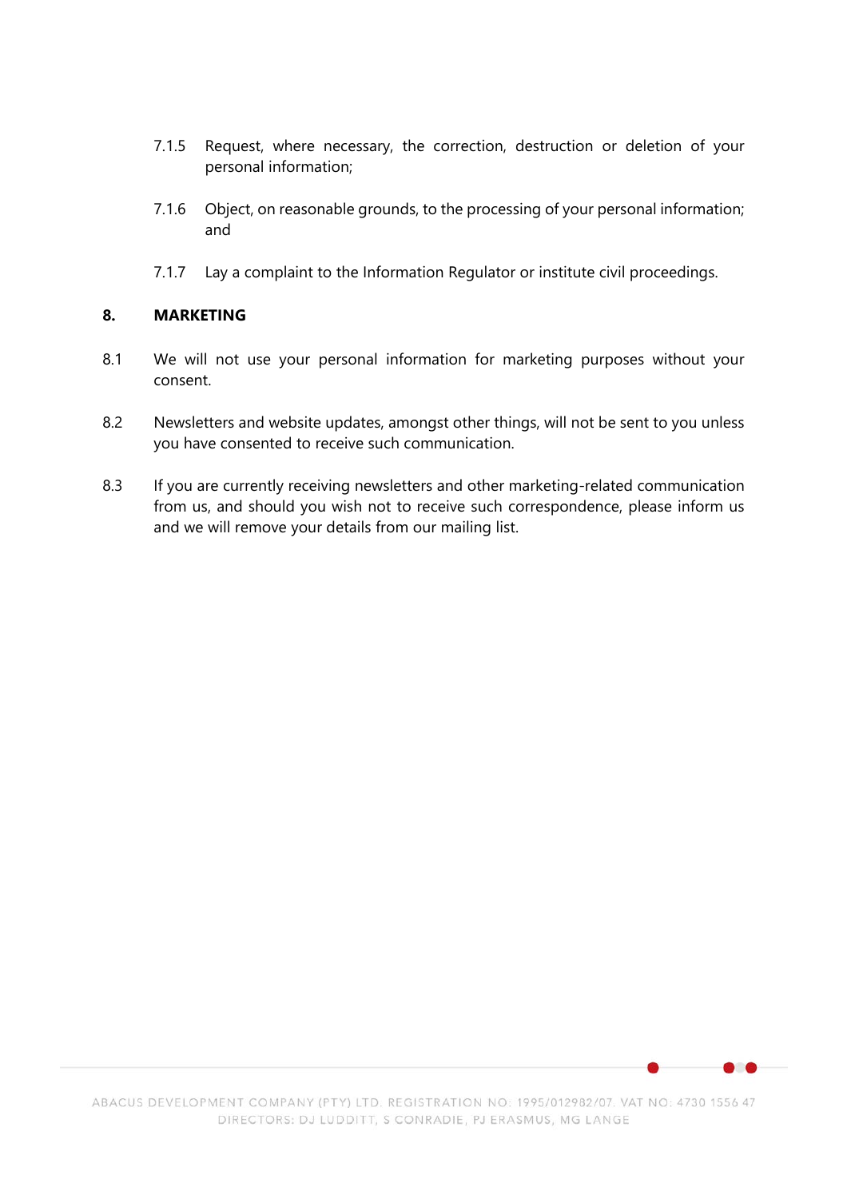7.1.5 Request, where necessary, the correction, destruction or deletion of your personal information;

7.1.6 Object, on reasonable grounds, to the processing of your personal information; and

7.1.7 Lay a complaint to the Information Regulator or institute civil proceedings.

## 8. MARKETING

8.1 We will not use your personal information for marketing purposes without your consent.

8.2 Newsletters and website updates, amongst other things, will not be sent to you unless you have consented to receive such communication.

8.3 If you are currently receiving newsletters and other marketing-related communication from us, and should you wish not to receive such correspondence, please inform us and we will remove your details from our mailing list.